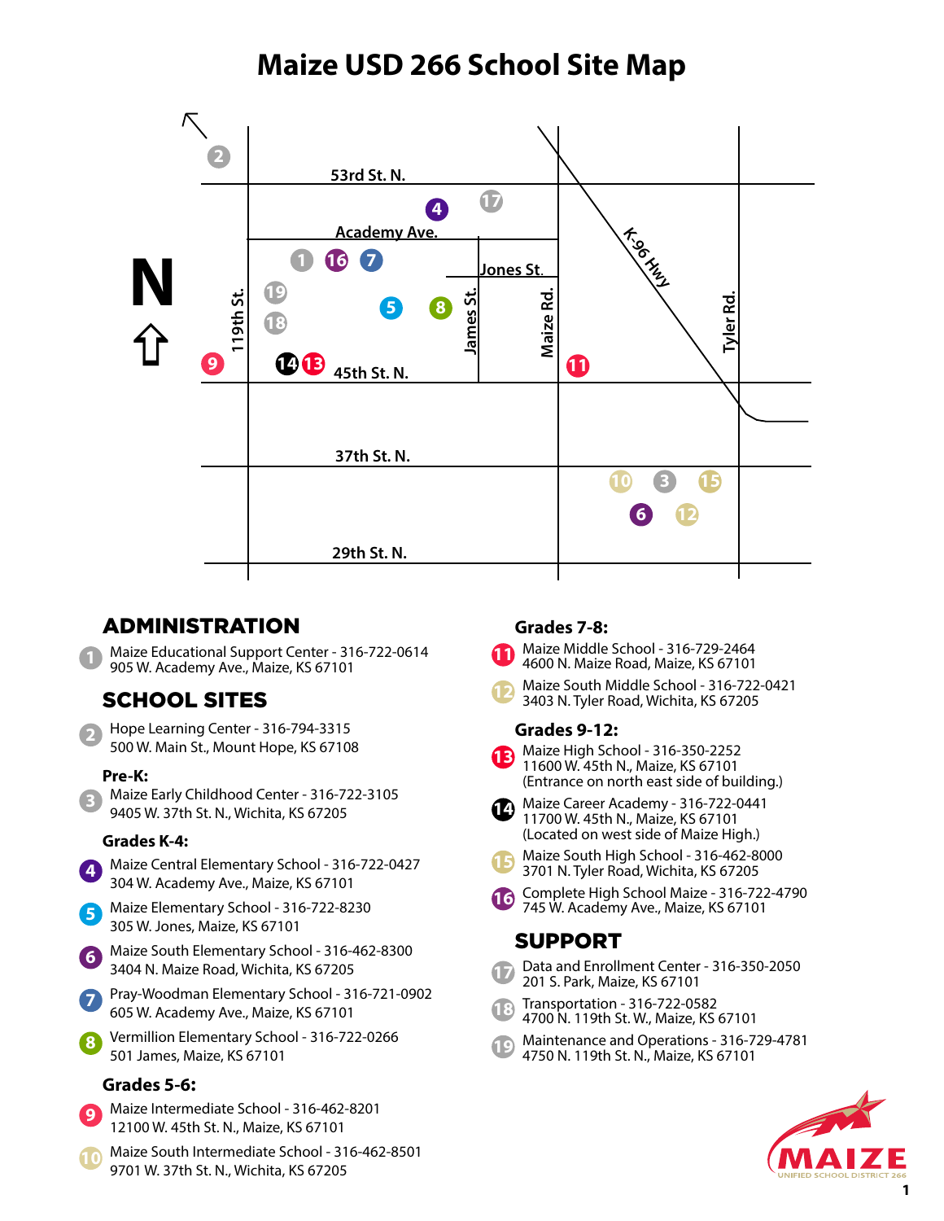# Maize USD 266 School Site Map

## ADMINISTRATION

1. Maize Educational Support Center - 316-722-0614
   905 W. Academy Ave., Maize, KS 67101

## SCHOOL SITES

2. Hope Learning Center - 316-794-3315
   500 W. Main St., Mount Hope, KS 67108

### Pre-K:

3. Maize Early Childhood Center - 316-722-3105
   9405 W. 37th St. N., Wichita, KS 67205

### Grades K-4:

4. Maize Central Elementary School - 316-722-0427
   304 W. Academy Ave., Maize, KS 67101
5. Maize Elementary School - 316-722-8230
   305 W. Jones, Maize, KS 67101
6. Maize South Elementary School - 316-462-8300
   3404 N. Maize Road, Wichita, KS 67205
7. Pray-Woodman Elementary School - 316-721-0902
   605 W. Academy Ave., Maize, KS 67101
8. Vermillion Elementary School - 316-722-0266
   501 James, Maize, KS 67101

### Grades 5-6:

9. Maize Intermediate School - 316-462-8201
   12100 W. 45th St. N., Maize, KS 67101
10. Maize South Intermediate School - 316-462-8501
    9701 W. 37th St. N., Wichita, KS 67205

### Grades 7-8:

11. Maize Middle School - 316-729-2464
    4600 N. Maize Road, Maize, KS 67101
12. Maize South Middle School - 316-722-0421
    3403 N. Tyler Road, Wichita, KS 67205

### Grades 9-12:

13. Maize High School - 316-350-2252
    11600 W. 45th N., Maize, KS 67101
    (Entrance on north east side of building.)
14. Maize Career Academy - 316-722-0441
    11700 W. 45th N., Maize, KS 67101
    (Located on west side of Maize High.)
15. Maize South High School - 316-462-8000
    3701 N. Tyler Road, Wichita, KS 67205
16. Complete High School Maize - 316-722-4790
    745 W. Academy Ave., Maize, KS 67101

## SUPPORT

17. Data and Enrollment Center - 316-350-2050
    201 S. Park, Maize, KS 67101
18. Transportation - 316-722-0582
    4700 N. 119th St. W., Maize, KS 67101
19. Maintenance and Operations - 316-729-4781
    4750 N. 119th St. N., Maize, KS 67101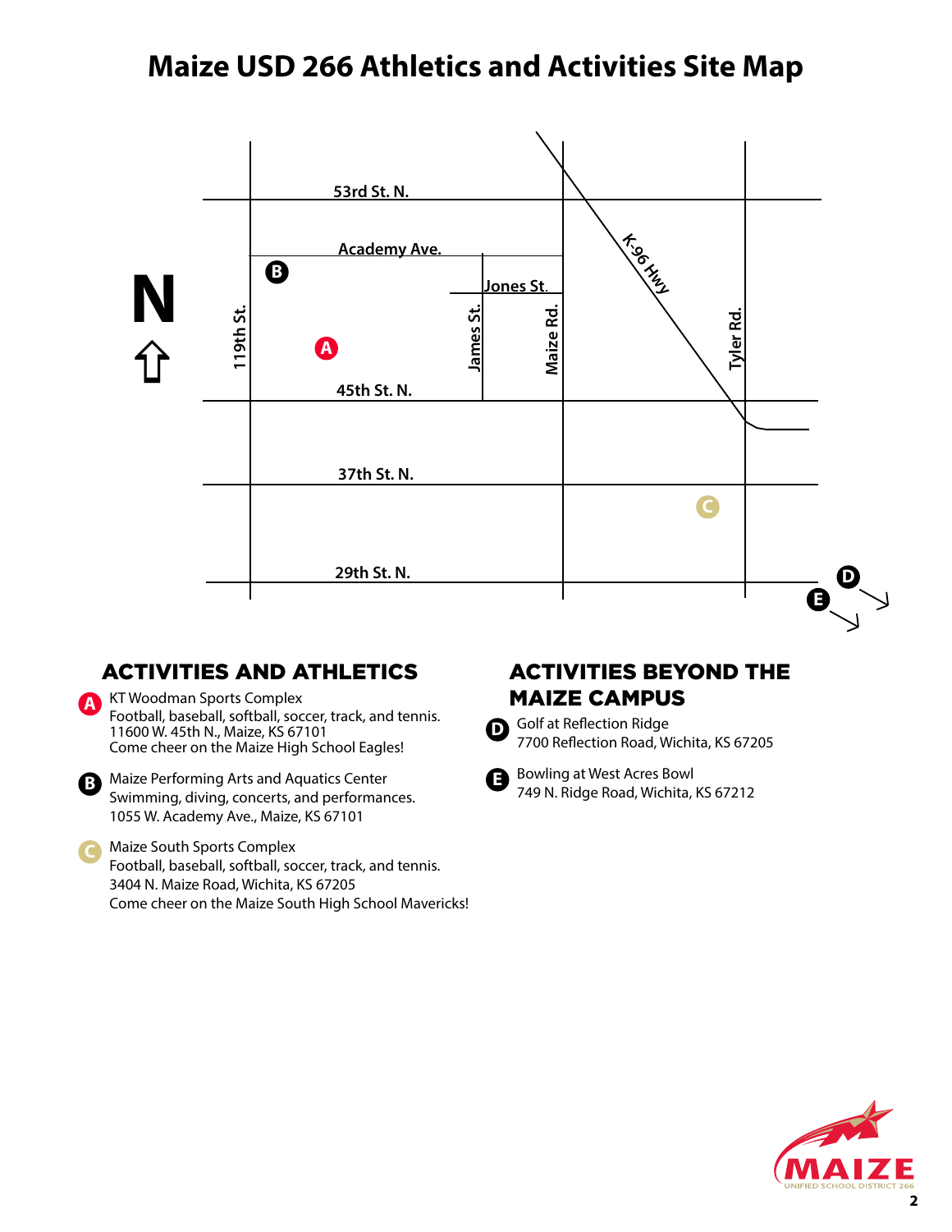# Maize USD 266 Athletics and Activities Site Map

53rd St. N.
Academy Ave.
Jones St.
119th St.
James St.
Maize Rd.
K-96 Hwy
Tyler Rd.
45th St. N.
37th St. N.
29th St. N.
N

## ACTIVITIES AND ATHLETICS

**A** KT Woodman Sports Complex
Football, baseball, softball, soccer, track, and tennis.
11600 W. 45th N., Maize, KS 67101
Come cheer on the Maize High School Eagles!

**B** Maize Performing Arts and Aquatics Center
Swimming, diving, concerts, and performances.
1055 W. Academy Ave., Maize, KS 67101

**C** Maize South Sports Complex
Football, baseball, softball, soccer, track, and tennis.
3404 N. Maize Road, Wichita, KS 67205
Come cheer on the Maize South High School Mavericks!

## ACTIVITIES BEYOND THE MAIZE CAMPUS

**D** Golf at Reflection Ridge
7700 Reflection Road, Wichita, KS 67205

**E** Bowling at West Acres Bowl
749 N. Ridge Road, Wichita, KS 67212

MAIZE
UNIFIED SCHOOL DISTRICT 266